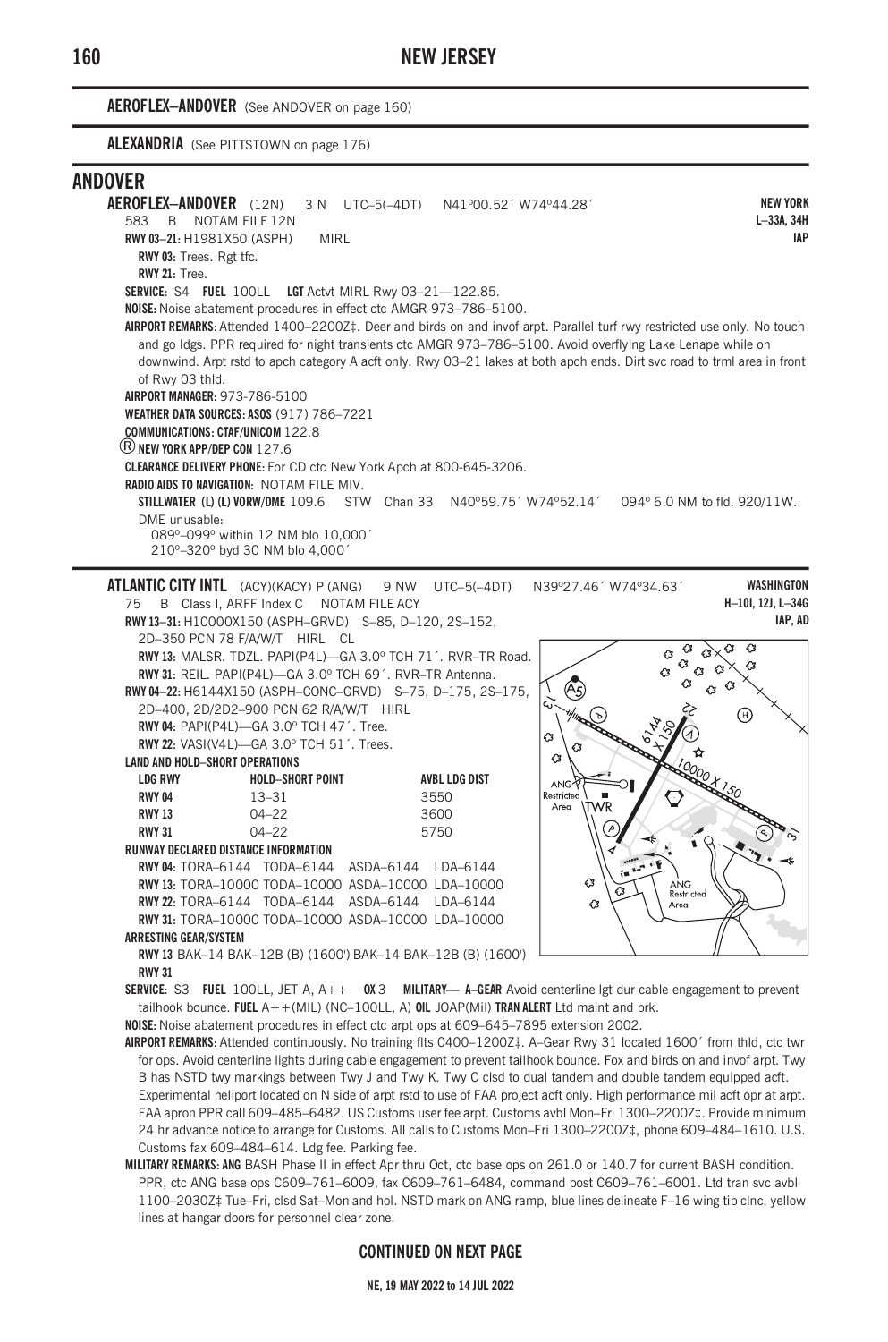**AEROFLEX–ANDOVER** (See ANDOVER on page 160)

**ALEXANDRIA** (See PITTSTOWN on page 176)

# ANDOVER

**AEROFLEX–ANDOVER** (12N) 3 N UTC–5(–4DT) N41°00.52´ W74°44.28´ **NEW YORK**
583 B NOTAM FILE 12N **L–33A, 34H**
**IAP**

**RWY 03–21:** H1981X50 (ASPH) MIRL
**RWY 03:** Trees. Rgt tfc.
**RWY 21:** Tree.

**SERVICE:** S4 **FUEL** 100LL **LGT** Actvt MIRL Rwy 03–21—122.85.

**NOISE:** Noise abatement procedures in effect ctc AMGR 973–786–5100.

**AIRPORT REMARKS:** Attended 1400–2200Z‡. Deer and birds on and invof arpt. Parallel turf rwy restricted use only. No touch and go ldgs. PPR required for night transients ctc AMGR 973–786–5100. Avoid overflying Lake Lenape while on downwind. Arpt rstd to apch category A acft only. Rwy 03–21 lakes at both apch ends. Dirt svc road to trml area in front of Rwy 03 thld.

**AIRPORT MANAGER:** 973-786-5100

**WEATHER DATA SOURCES: ASOS** (917) 786–7221

**COMMUNICATIONS: CTAF/UNICOM** 122.8

® **NEW YORK APP/DEP CON** 127.6

**CLEARANCE DELIVERY PHONE:** For CD ctc New York Apch at 800-645-3206.

**RADIO AIDS TO NAVIGATION:** NOTAM FILE MIV.

**STILLWATER (L) (L) VORW/DME** 109.6 STW Chan 33 N40°59.75´ W74°52.14´ 094° 6.0 NM to fld. 920/11W.
DME unusable:
089°–099° within 12 NM blo 10,000´
210°–320° byd 30 NM blo 4,000´

---

**ATLANTIC CITY INTL** (ACY)(KACY) P (ANG) 9 NW UTC–5(–4DT) N39°27.46´ W74°34.63´ **WASHINGTON**
75 B Class I, ARFF Index C NOTAM FILE ACY **H–10I, 12J, L–34G**
**IAP, AD**

**RWY 13–31:** H10000X150 (ASPH–GRVD) S–85, D–120, 2S–152, 2D–350 PCN 78 F/A/W/T HIRL CL
**RWY 13:** MALSR. TDZL. PAPI(P4L)—GA 3.0° TCH 71´. RVR–TR Road.
**RWY 31:** REIL. PAPI(P4L)—GA 3.0° TCH 69´. RVR–TR Antenna.

**RWY 04–22:** H6144X150 (ASPH–CONC–GRVD) S–75, D–175, 2S–175, 2D–400, 2D/2D2–900 PCN 62 R/A/W/T HIRL
**RWY 04:** PAPI(P4L)—GA 3.0° TCH 47´. Tree.
**RWY 22:** VASI(V4L)—GA 3.0° TCH 51´. Trees.

**LAND AND HOLD–SHORT OPERATIONS**

| LDG RWY | HOLD–SHORT POINT | AVBL LDG DIST |
|---|---|---|
| RWY 04 | 13–31 | 3550 |
| RWY 13 | 04–22 | 3600 |
| RWY 31 | 04–22 | 5750 |

**RUNWAY DECLARED DISTANCE INFORMATION**
**RWY 04:** TORA–6144 TODA–6144 ASDA–6144 LDA–6144
**RWY 13:** TORA–10000 TODA–10000 ASDA–10000 LDA–10000
**RWY 22:** TORA–6144 TODA–6144 ASDA–6144 LDA–6144
**RWY 31:** TORA–10000 TODA–10000 ASDA–10000 LDA–10000

**ARRESTING GEAR/SYSTEM**
**RWY 13** BAK–14 BAK–12B (B) (1600') BAK–14 BAK–12B (B) (1600') **RWY 31**

**SERVICE:** S3 **FUEL** 100LL, JET A, A++ **OX** 3 **MILITARY— A–GEAR** Avoid centerline lgt dur cable engagement to prevent tailhook bounce. **FUEL** A++(MIL) (NC–100LL, A) **OIL** JOAP(Mil) **TRAN ALERT** Ltd maint and prk.

**NOISE:** Noise abatement procedures in effect ctc arpt ops at 609–645–7895 extension 2002.

**AIRPORT REMARKS:** Attended continuously. No training flts 0400–1200Z‡. A–Gear Rwy 31 located 1600´ from thld, ctc twr for ops. Avoid centerline lights during cable engagement to prevent tailhook bounce. Fox and birds on and invof arpt. Twy B has NSTD twy markings between Twy J and Twy K. Twy C clsd to dual tandem and double tandem equipped acft. Experimental heliport located on N side of arpt rstd to use of FAA project acft only. High performance mil acft opr at arpt. FAA apron PPR call 609–485–6482. US Customs user fee arpt. Customs avbl Mon–Fri 1300–2200Z‡. Provide minimum 24 hr advance notice to arrange for Customs. All calls to Customs Mon–Fri 1300–2200Z‡, phone 609–484–1610. U.S. Customs fax 609–484–614. Ldg fee. Parking fee.

**MILITARY REMARKS: ANG** BASH Phase II in effect Apr thru Oct, ctc base ops on 261.0 or 140.7 for current BASH condition. PPR, ctc ANG base ops C609–761–6009, fax C609–761–6484, command post C609–761–6001. Ltd tran svc avbl 1100–2030Z‡ Tue–Fri, clsd Sat–Mon and hol. NSTD mark on ANG ramp, blue lines delineate F–16 wing tip clnc, yellow lines at hangar doors for personnel clear zone.

**CONTINUED ON NEXT PAGE**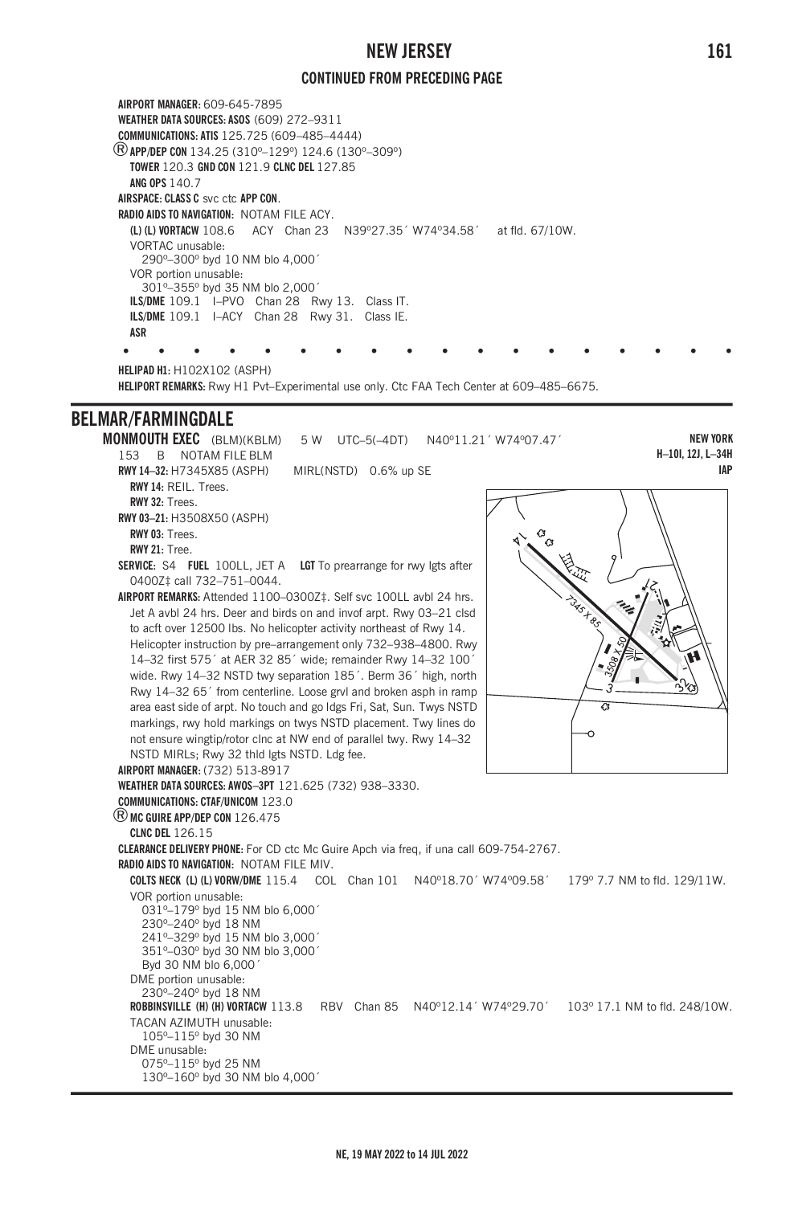## CONTINUED FROM PRECEDING PAGE

**AIRPORT MANAGER:** 609-645-7895
**WEATHER DATA SOURCES: ASOS** (609) 272–9311
**COMMUNICATIONS: ATIS** 125.725 (609–485–4444)
® **APP/DEP CON** 134.25 (310º–129º) 124.6 (130º–309º)
**TOWER** 120.3 **GND CON** 121.9 **CLNC DEL** 127.85
**ANG OPS** 140.7
**AIRSPACE: CLASS C** svc ctc **APP CON**.
**RADIO AIDS TO NAVIGATION:** NOTAM FILE ACY.
**(L) (L) VORTACW** 108.6 ACY Chan 23 N39º27.35´ W74º34.58´ at fld. 67/10W.
VORTAC unusable:
290º–300º byd 10 NM blo 4,000´
VOR portion unusable:
301º–355º byd 35 NM blo 2,000´
**ILS/DME** 109.1 I–PVO Chan 28 Rwy 13. Class IT.
**ILS/DME** 109.1 I–ACY Chan 28 Rwy 31. Class IE.
**ASR**

• • • • • • • • • • • • • • • • • • • •

**HELIPAD H1:** H102X102 (ASPH)
**HELIPORT REMARKS:** Rwy H1 Pvt–Experimental use only. Ctc FAA Tech Center at 609–485–6675.

## BELMAR/FARMINGDALE

**MONMOUTH EXEC** (BLM)(KBLM) 5 W UTC–5(–4DT) N40º11.21´ W74º07.47´ **NEW YORK**
153 B NOTAM FILE BLM **H–10I, 12J, L–34H**
**IAP**
**RWY 14–32:** H7345X85 (ASPH) MIRL(NSTD) 0.6% up SE
**RWY 14:** REIL. Trees.
**RWY 32:** Trees.
**RWY 03–21:** H3508X50 (ASPH)
**RWY 03:** Trees.
**RWY 21:** Tree.
**SERVICE:** S4 **FUEL** 100LL, JET A **LGT** To prearrange for rwy lgts after 0400Z‡ call 732–751–0044.
**AIRPORT REMARKS:** Attended 1100–0300Z‡. Self svc 100LL avbl 24 hrs. Jet A avbl 24 hrs. Deer and birds on and invof arpt. Rwy 03–21 clsd to acft over 12500 lbs. No helicopter activity northeast of Rwy 14. Helicopter instruction by pre–arrangement only 732–938–4800. Rwy 14–32 first 575´ at AER 32 85´ wide; remainder Rwy 14–32 100´ wide. Rwy 14–32 NSTD twy separation 185´. Berm 36´ high, north Rwy 14–32 65´ from centerline. Loose grvl and broken asph in ramp area east side of arpt. No touch and go ldgs Fri, Sat, Sun. Twys NSTD markings, rwy hold markings on twys NSTD placement. Twy lines do not ensure wingtip/rotor clnc at NW end of parallel twy. Rwy 14–32 NSTD MIRLs; Rwy 32 thld lgts NSTD. Ldg fee.
**AIRPORT MANAGER:** (732) 513-8917
**WEATHER DATA SOURCES: AWOS–3PT** 121.625 (732) 938–3330.
**COMMUNICATIONS: CTAF/UNICOM** 123.0
® **MC GUIRE APP/DEP CON** 126.475
**CLNC DEL** 126.15
**CLEARANCE DELIVERY PHONE:** For CD ctc Mc Guire Apch via freq, if una call 609-754-2767.
**RADIO AIDS TO NAVIGATION:** NOTAM FILE MIV.
**COLTS NECK (L) (L) VORW/DME** 115.4 COL Chan 101 N40º18.70´ W74º09.58´ 179º 7.7 NM to fld. 129/11W.
VOR portion unusable:
031º–179º byd 15 NM blo 6,000´
230º–240º byd 18 NM
241º–329º byd 15 NM blo 3,000´
351º–030º byd 30 NM blo 3,000´
Byd 30 NM blo 6,000´
DME portion unusable:
230º–240º byd 18 NM
**ROBBINSVILLE (H) (H) VORTACW** 113.8 RBV Chan 85 N40º12.14´ W74º29.70´ 103º 17.1 NM to fld. 248/10W.
TACAN AZIMUTH unusable:
105º–115º byd 30 NM
DME unusable:
075º–115º byd 25 NM
130º–160º byd 30 NM blo 4,000´